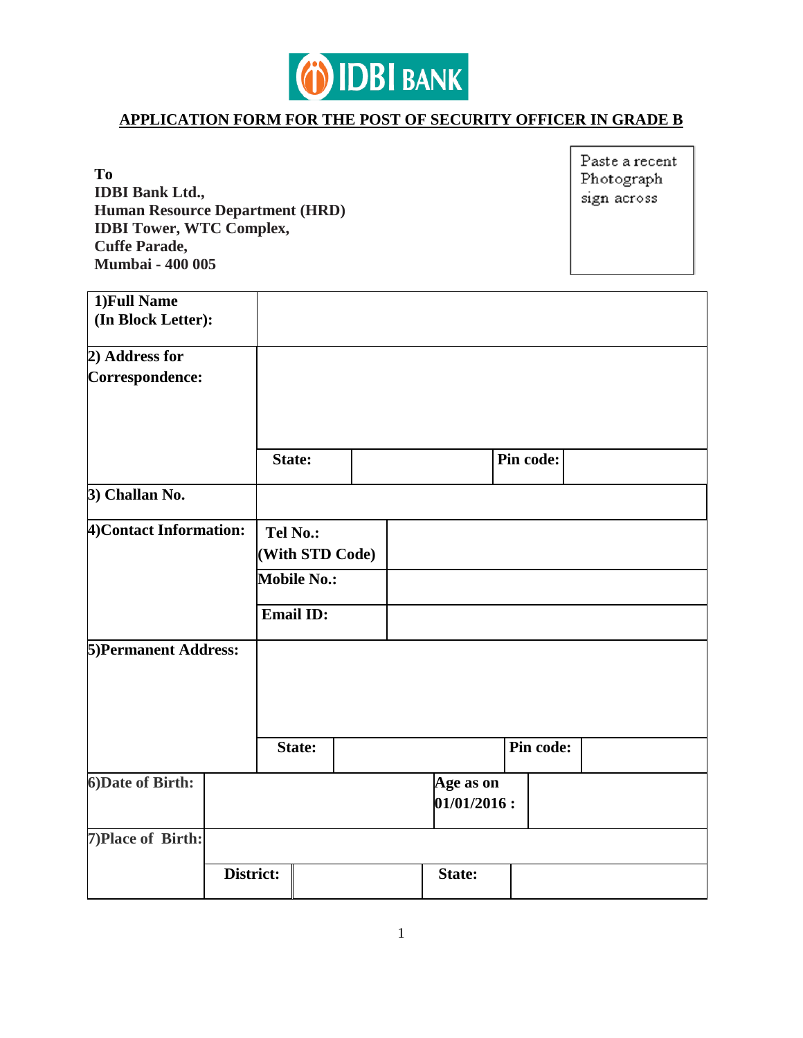IDBI BANK

## APPLICATION FORM FOR THE POST OF SECURITY OFFICER IN GRADE B

**To**
**IDBI Bank Ltd.,**
**Human Resource Department (HRD)**
**IDBI Tower, WTC Complex,**
**Cuffe Parade,**
**Mumbai - 400 005**

Paste a recent Photograph sign across

| | | | | |
|---|---|---|---|---|
| **1)Full Name (In Block Letter):** | | | | |
| **2) Address for Correspondence:** | | | | |
| | **State:** | | **Pin code:** | |
| **3) Challan No.** | | | | |
| **4)Contact Information:** | **Tel No.: (With STD Code)** | | | |
| | **Mobile No.:** | | | |
| | **Email ID:** | | | |
| **5)Permanent Address:** | | | | |
| | **State:** | | **Pin code:** | |
| **6)Date of Birth:** | | | **Age as on 01/01/2016 :** | |
| **7)Place of Birth:** | | | | |
| | **District:** | | **State:** | |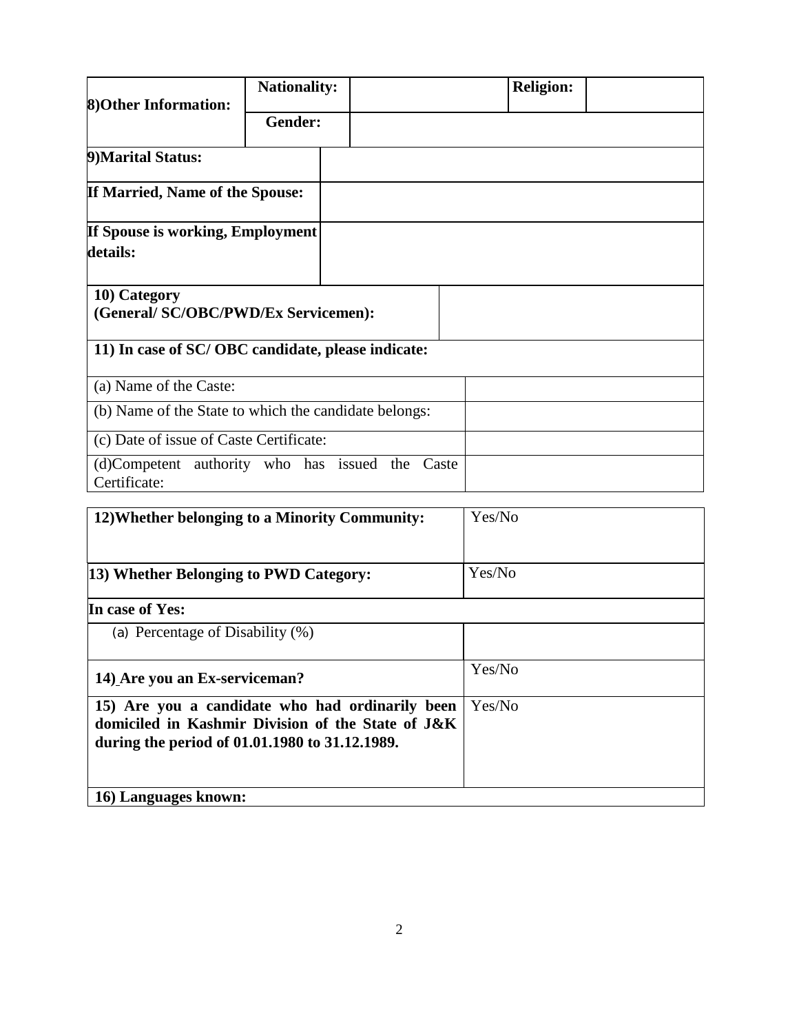| **8)Other Information:** | **Nationality:** | | **Religion:** | |
|---|---|---|---|---|
| | **Gender:** | | | |

| **9)Marital Status:** | |
|---|---|
| **If Married, Name of the Spouse:** | |
| **If Spouse is working, Employment details:** | |

| **10) Category (General/ SC/OBC/PWD/Ex Servicemen):** | |
|---|---|
| **11) In case of SC/ OBC candidate, please indicate:** | |
| (a) Name of the Caste: | |
| (b) Name of the State to which the candidate belongs: | |
| (c) Date of issue of Caste Certificate: | |
| (d)Competent authority who has issued the Caste Certificate: | |

| **12)Whether belonging to a Minority Community:** | Yes/No |
|---|---|
| **13) Whether Belonging to PWD Category:** | Yes/No |
| **In case of Yes:** | |
| (a) Percentage of Disability (%) | |
| **14) Are you an Ex-serviceman?** | Yes/No |
| **15) Are you a candidate who had ordinarily been domiciled in Kashmir Division of the State of J&K during the period of 01.01.1980 to 31.12.1989.** | Yes/No |
| **16) Languages known:** | |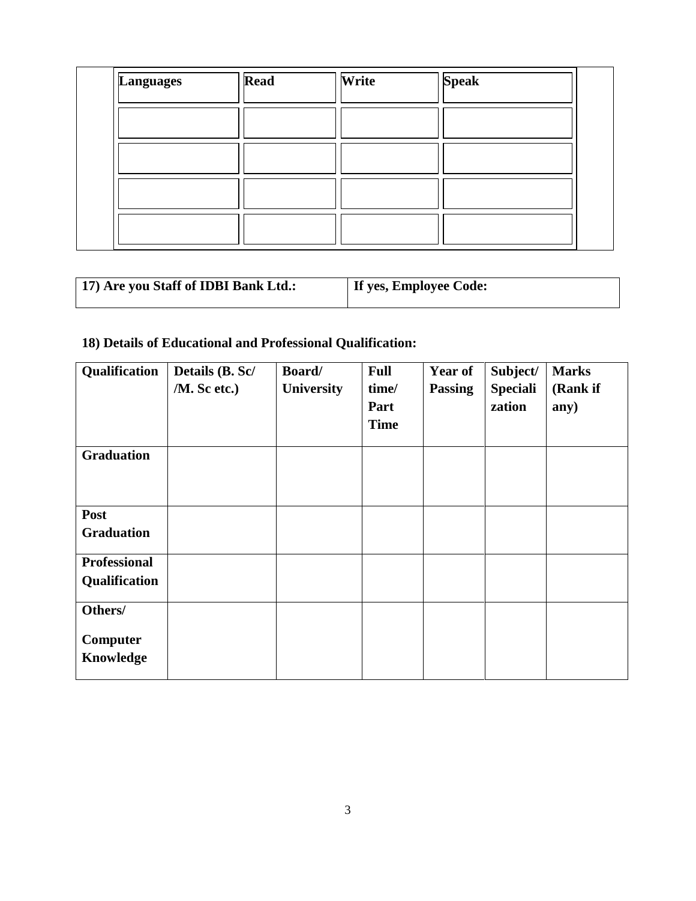| Languages | Read | Write | Speak |
|---|---|---|---|
| | | | |
| | | | |
| | | | |
| | | | |

| 17) Are you Staff of IDBI Bank Ltd.: | If yes, Employee Code: |
|---|---|

**18) Details of Educational and Professional Qualification:**

| Qualification | Details (B. Sc/ /M. Sc etc.) | Board/ University | Full time/ Part Time | Year of Passing | Subject/ Specialization | Marks (Rank if any) |
|---|---|---|---|---|---|---|
| **Graduation** | | | | | | |
| **Post Graduation** | | | | | | |
| **Professional Qualification** | | | | | | |
| **Others/ Computer Knowledge** | | | | | | |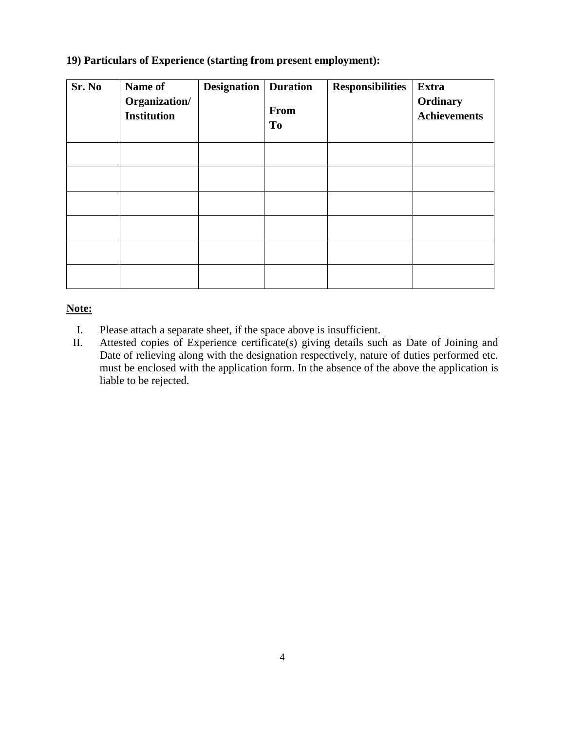**19) Particulars of Experience (starting from present employment):**

| Sr. No | Name of Organization/ Institution | Designation | Duration<br><br>From<br>To | Responsibilities | Extra Ordinary Achievements |
|---|---|---|---|---|---|
| | | | | | |
| | | | | | |
| | | | | | |
| | | | | | |
| | | | | | |
| | | | | | |

**Note:**

I. Please attach a separate sheet, if the space above is insufficient.

II. Attested copies of Experience certificate(s) giving details such as Date of Joining and Date of relieving along with the designation respectively, nature of duties performed etc. must be enclosed with the application form. In the absence of the above the application is liable to be rejected.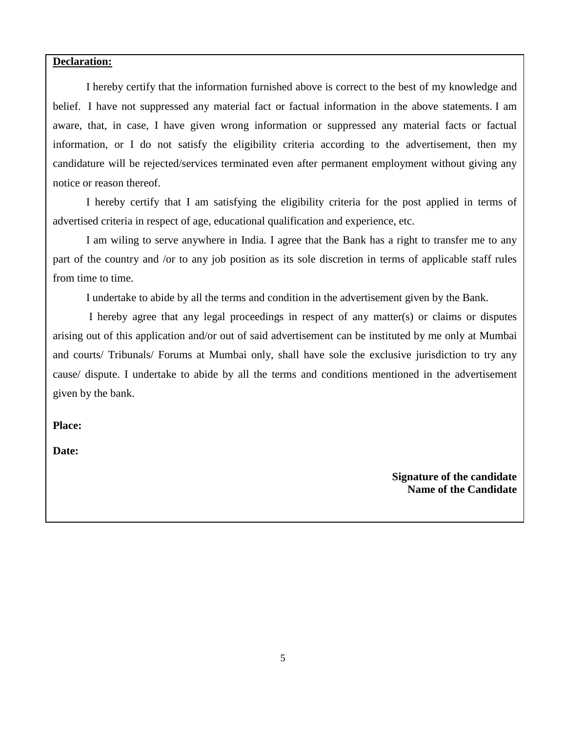**Declaration:**

I hereby certify that the information furnished above is correct to the best of my knowledge and belief. I have not suppressed any material fact or factual information in the above statements. I am aware, that, in case, I have given wrong information or suppressed any material facts or factual information, or I do not satisfy the eligibility criteria according to the advertisement, then my candidature will be rejected/services terminated even after permanent employment without giving any notice or reason thereof.

I hereby certify that I am satisfying the eligibility criteria for the post applied in terms of advertised criteria in respect of age, educational qualification and experience, etc.

I am wiling to serve anywhere in India. I agree that the Bank has a right to transfer me to any part of the country and /or to any job position as its sole discretion in terms of applicable staff rules from time to time.

I undertake to abide by all the terms and condition in the advertisement given by the Bank.

I hereby agree that any legal proceedings in respect of any matter(s) or claims or disputes arising out of this application and/or out of said advertisement can be instituted by me only at Mumbai and courts/ Tribunals/ Forums at Mumbai only, shall have sole the exclusive jurisdiction to try any cause/ dispute. I undertake to abide by all the terms and conditions mentioned in the advertisement given by the bank.

**Place:**

**Date:**

**Signature of the candidate**
**Name of the Candidate**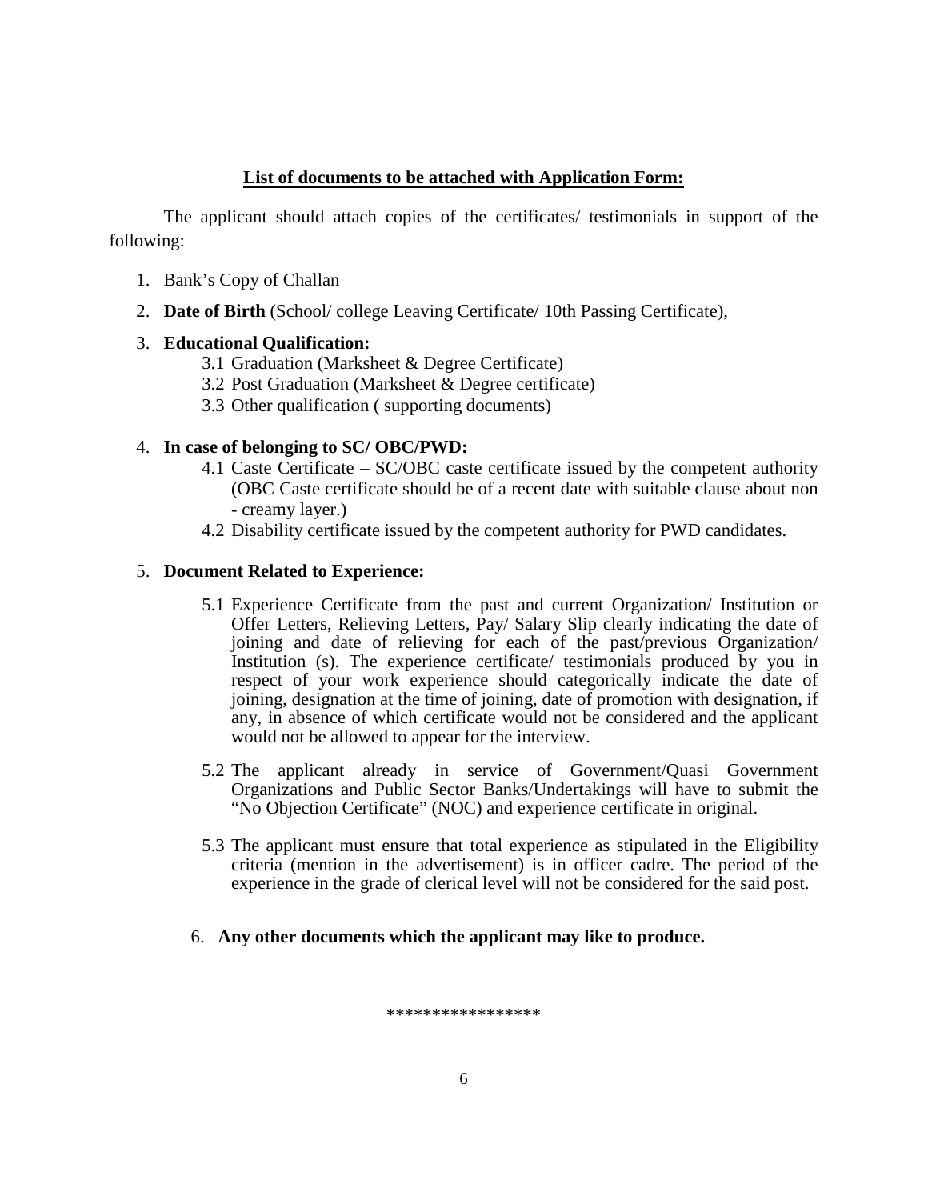## List of documents to be attached with Application Form:

The applicant should attach copies of the certificates/ testimonials in support of the following:

1. Bank's Copy of Challan
2. **Date of Birth** (School/ college Leaving Certificate/ 10th Passing Certificate),
3. **Educational Qualification:**
   - 3.1 Graduation (Marksheet & Degree Certificate)
   - 3.2 Post Graduation (Marksheet & Degree certificate)
   - 3.3 Other qualification ( supporting documents)
4. **In case of belonging to SC/ OBC/PWD:**
   - 4.1 Caste Certificate – SC/OBC caste certificate issued by the competent authority (OBC Caste certificate should be of a recent date with suitable clause about non - creamy layer.)
   - 4.2 Disability certificate issued by the competent authority for PWD candidates.
5. **Document Related to Experience:**
   - 5.1 Experience Certificate from the past and current Organization/ Institution or Offer Letters, Relieving Letters, Pay/ Salary Slip clearly indicating the date of joining and date of relieving for each of the past/previous Organization/ Institution (s). The experience certificate/ testimonials produced by you in respect of your work experience should categorically indicate the date of joining, designation at the time of joining, date of promotion with designation, if any, in absence of which certificate would not be considered and the applicant would not be allowed to appear for the interview.
   - 5.2 The applicant already in service of Government/Quasi Government Organizations and Public Sector Banks/Undertakings will have to submit the "No Objection Certificate" (NOC) and experience certificate in original.
   - 5.3 The applicant must ensure that total experience as stipulated in the Eligibility criteria (mention in the advertisement) is in officer cadre. The period of the experience in the grade of clerical level will not be considered for the said post.
6. **Any other documents which the applicant may like to produce.**

\*\*\*\*\*\*\*\*\*\*\*\*\*\*\*\*\*